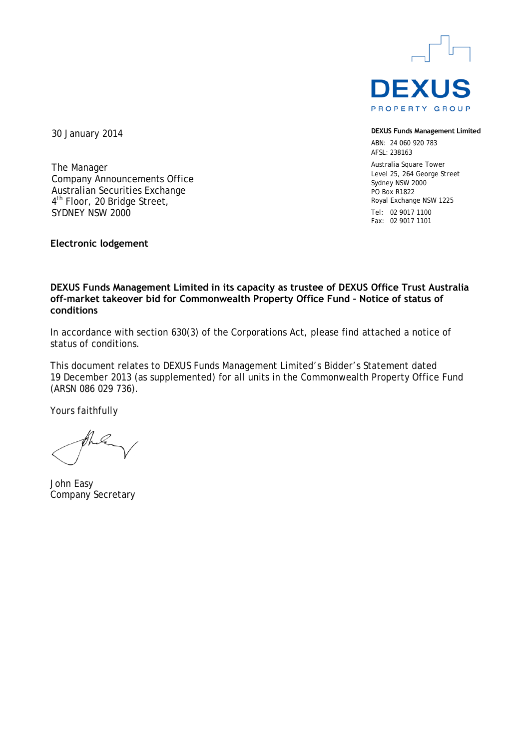DEXUS
PROPERTY GROUP

**DEXUS Funds Management Limited**

ABN: 24 060 920 783
AFSL: 238163

Australia Square Tower
Level 25, 264 George Street
Sydney NSW 2000
PO Box R1822
Royal Exchange NSW 1225

Tel: 02 9017 1100
Fax: 02 9017 1101

30 January 2014

The Manager
Company Announcements Office
Australian Securities Exchange
4th Floor, 20 Bridge Street,
SYDNEY NSW 2000

**Electronic lodgement**

**DEXUS Funds Management Limited in its capacity as trustee of DEXUS Office Trust Australia off-market takeover bid for Commonwealth Property Office Fund – Notice of status of conditions**

In accordance with section 630(3) of the Corporations Act, please find attached a notice of status of conditions.

This document relates to DEXUS Funds Management Limited's Bidder's Statement dated 19 December 2013 (as supplemented) for all units in the Commonwealth Property Office Fund (ARSN 086 029 736).

Yours faithfully

John Easy
Company Secretary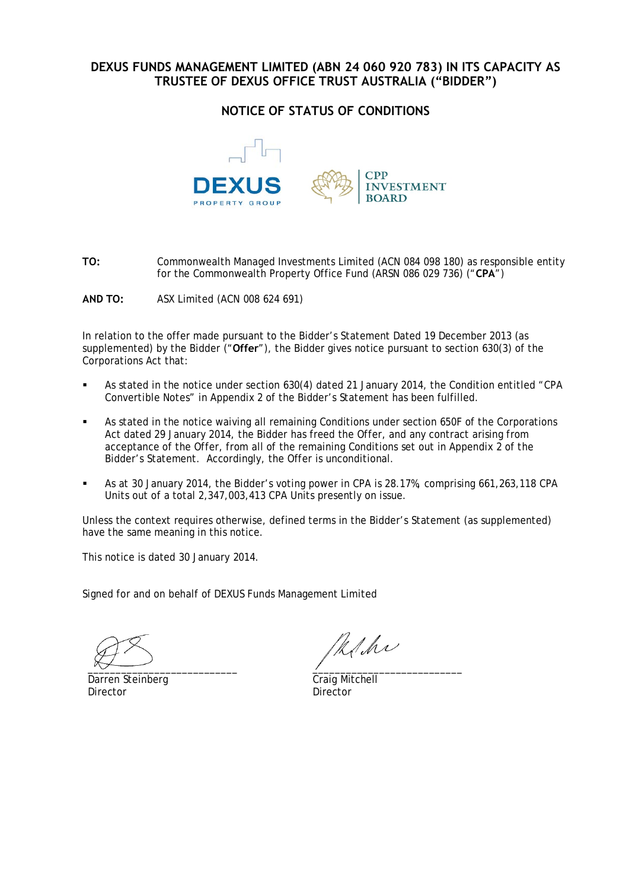## DEXUS FUNDS MANAGEMENT LIMITED (ABN 24 060 920 783) IN ITS CAPACITY AS TRUSTEE OF DEXUS OFFICE TRUST AUSTRALIA ("BIDDER")

## NOTICE OF STATUS OF CONDITIONS

**TO:** Commonwealth Managed Investments Limited (ACN 084 098 180) as responsible entity for the Commonwealth Property Office Fund (ARSN 086 029 736) ("**CPA**")

**AND TO:** ASX Limited (ACN 008 624 691)

In relation to the offer made pursuant to the Bidder's Statement Dated 19 December 2013 (as supplemented) by the Bidder ("**Offer**"), the Bidder gives notice pursuant to section 630(3) of the Corporations Act that:

- As stated in the notice under section 630(4) dated 21 January 2014, the Condition entitled "CPA Convertible Notes" in Appendix 2 of the Bidder's Statement has been fulfilled.
- As stated in the notice waiving all remaining Conditions under section 650F of the Corporations Act dated 29 January 2014, the Bidder has freed the Offer, and any contract arising from acceptance of the Offer, from all of the remaining Conditions set out in Appendix 2 of the Bidder's Statement. Accordingly, the Offer is unconditional.
- As at 30 January 2014, the Bidder's voting power in CPA is 28.17%, comprising 661,263,118 CPA Units out of a total 2,347,003,413 CPA Units presently on issue.

Unless the context requires otherwise, defined terms in the Bidder's Statement (as supplemented) have the same meaning in this notice.

This notice is dated 30 January 2014.

Signed for and on behalf of DEXUS Funds Management Limited

Darren Steinberg
Director

Craig Mitchell
Director